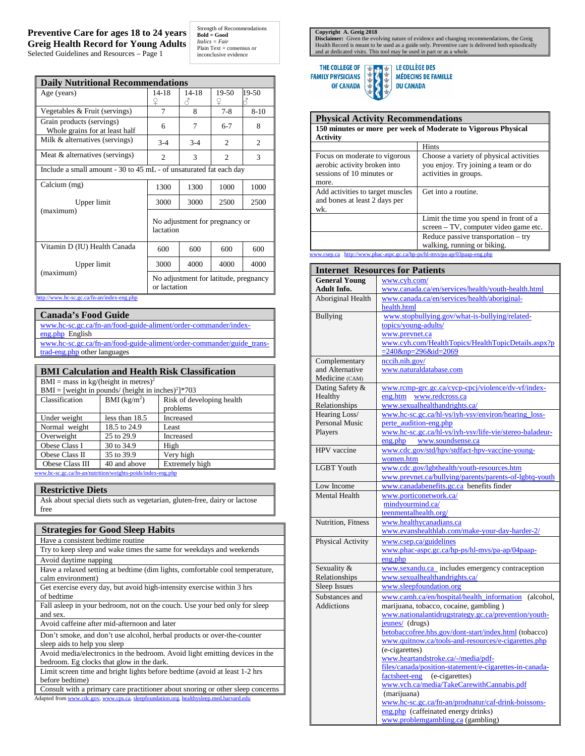# Preventive Care for ages 18 to 24 years
# Greig Health Record for Young Adults

Selected Guidelines and Resources – Page 1

Strength of Recommendations
**Bold = Good**
*Italics = Fair*
Plain Text = consensus or inconclusive evidence

**Copyright A. Greig 2018**
**Disclaimer:** Given the evolving nature of evidence and changing recommendations, the Greig Health Record is meant to be used as a guide only. Preventive care is delivered both episodically and at dedicated visits. This tool may be used in part or as a whole.

THE COLLEGE OF FAMILY PHYSICIANS OF CANADA — LE COLLÈGE DES MÉDECINS DE FAMILLE DU CANADA

## Daily Nutritional Recommendations

| Age (years) | 14-18 ♀ | 14-18 ♂ | 19-50 ♀ | 19-50 ♂ |
|---|---|---|---|---|
| Vegetables & Fruit (servings) | 7 | 8 | 7-8 | 8-10 |
| Grain products (servings) Whole grains for at least half | 6 | 7 | 6-7 | 8 |
| Milk & alternatives (servings) | 3-4 | 3-4 | 2 | 2 |
| Meat & alternatives (servings) | 2 | 3 | 2 | 3 |
| Include a small amount - 30 to 45 mL - of unsaturated fat each day | | | | |
| Calcium (mg) | 1300 | 1300 | 1000 | 1000 |
| Upper limit (maximum) | 3000 | 3000 | 2500 | 2500 |
| | No adjustment for pregnancy or lactation | | | |
| Vitamin D (IU) Health Canada | 600 | 600 | 600 | 600 |
| Upper limit (maximum) | 3000 | 4000 | 4000 | 4000 |
| | No adjustment for latitude, pregnancy or lactation | | | |

http://www.hc-sc.gc.ca/fn-an/index-eng.php

## Canada's Food Guide

www.hc-sc.gc.ca/fn-an/food-guide-aliment/order-commander/index-eng.php English
www.hc-sc.gc.ca/fn-an/food-guide-aliment/order-commander/guide_trans-trad-eng.php other languages

## BMI Calculation and Health Risk Classification

BMI = mass in kg/(height in metres)$^2$
BMI = [weight in pounds/ (height in inches)$^2$]*703

| Classification | BMI (kg/m$^2$) | Risk of developing health problems |
|---|---|---|
| Under weight | less than 18.5 | Increased |
| Normal weight | 18.5 to 24.9 | Least |
| Overweight | 25 to 29.9 | Increased |
| Obese Class I | 30 to 34.9 | High |
| Obese Class II | 35 to 39.9 | Very high |
| Obese Class III | 40 and above | Extremely high |

www.hc-sc.gc.ca/fn-an/nutrition/weights-poids/index-eng.php

## Restrictive Diets

Ask about special diets such as vegetarian, gluten-free, dairy or lactose free

## Strategies for Good Sleep Habits

- Have a consistent bedtime routine
- Try to keep sleep and wake times the same for weekdays and weekends
- Avoid daytime napping
- Have a relaxed setting at bedtime (dim lights, comfortable cool temperature, calm environment)
- Get exercise every day, but avoid high-intensity exercise within 3 hrs of bedtime
- Fall asleep in your bedroom, not on the couch. Use your bed only for sleep and sex.
- Avoid caffeine after mid-afternoon and later
- Don't smoke, and don't use alcohol, herbal products or over-the-counter sleep aids to help you sleep
- Avoid media/electronics in the bedroom. Avoid light emitting devices in the bedroom. Eg clocks that glow in the dark.
- Limit screen time and bright lights before bedtime (avoid at least 1-2 hrs before bedtime)
- Consult with a primary care practitioner about snoring or other sleep concerns

Adapted from www.cdc.gov, www.cps.ca, sleepfoundation.org, healthysleep.med.harvard.edu

## Physical Activity Recommendations

**150 minutes or more per week of Moderate to Vigorous Physical Activity**

| | Hints |
|---|---|
| Focus on moderate to vigorous aerobic activity broken into sessions of 10 minutes or more. | Choose a variety of physical activities you enjoy. Try joining a team or do activities in groups. |
| Add activities to target muscles and bones at least 2 days per wk. | Get into a routine. |
| | Limit the time you spend in front of a screen – TV, computer video game etc. |
| | Reduce passive transportation – try walking, running or biking. |

www.csep.ca http://www.phac-aspc.gc.ca/hp-ps/hl-mvs/pa-ap/03paap-eng.php

## Internet Resources for Patients

| Topic | Resources |
|---|---|
| **General Young Adult Info.** | www.cyh.com/ www.canada.ca/en/services/health/youth-health.html |
| Aboriginal Health | www.canada.ca/en/services/health/aboriginal-health.html |
| Bullying | www.stopbullying.gov/what-is-bullying/related-topics/young-adults/ www.prevnet.ca www.cyh.com/HealthTopics/HealthTopicDetails.aspx?p=240&np=296&id=2069 |
| Complementary and Alternative Medicine (CAM) | nccih.nih.gov/ www.naturaldatabase.com |
| Dating Safety & Healthy Relationships | www.rcmp-grc.gc.ca/cycp-cpcj/violence/dv-vf/index-eng.htm www.redcross.ca www.sexualhealthandrights.ca/ |
| Hearing Loss/ Personal Music Players | www.hc-sc.gc.ca/hl-vs/iyh-vsv/environ/hearing_loss-perte_audition-eng.php www.hc-sc.gc.ca/hl-vs/iyh-vsv/life-vie/stereo-baladeur-eng.php www.soundsense.ca |
| HPV vaccine | www.cdc.gov/std/hpv/stdfact-hpv-vaccine-young-women.htm |
| LGBT Youth | www.cdc.gov/lgbthealth/youth-resources.htm www.prevnet.ca/bullying/parents/parents-of-lgbtq-youth |
| Low Income | www.canadabenefits.gc.ca benefits finder |
| Mental Health | www.porticonetwork.ca/ mindyourmind.ca/ teenmentalhealth.org/ |
| Nutrition, Fitness | www.healthycanadians.ca www.evanshealthlab.com/make-your-day-harder-2/ |
| Physical Activity | www.csep.ca/guidelines www.phac-aspc.gc.ca/hp-ps/hl-mvs/pa-ap/04paap-eng.php |
| Sexuality & Relationships | www.sexandu.ca includes emergency contraception www.sexualhealthandrights.ca/ |
| Sleep Issues | www.sleepfoundation.org |
| Substances and Addictions | www.camh.ca/en/hospital/health_information (alcohol, marijuana, tobacco, cocaine, gambling ) www.nationalantidrugstrategy.gc.ca/prevention/youth-jeunes/ (drugs) betobaccofree.hhs.gov/dont-start/index.html (tobacco) www.quitnow.ca/tools-and-resources/e-cigarettes.php (e-cigarettes) www.heartandstroke.ca/-/media/pdf-files/canada/position-statement/e-cigarettes-in-canada-factsheet-eng (e-cigarettes) www.vch.ca/media/TakeCarewithCannabis.pdf (marijuana) www.hc-sc.gc.ca/fn-an/prodnatur/caf-drink-boissons-eng.php (caffeinated energy drinks) www.problemgambling.ca (gambling) |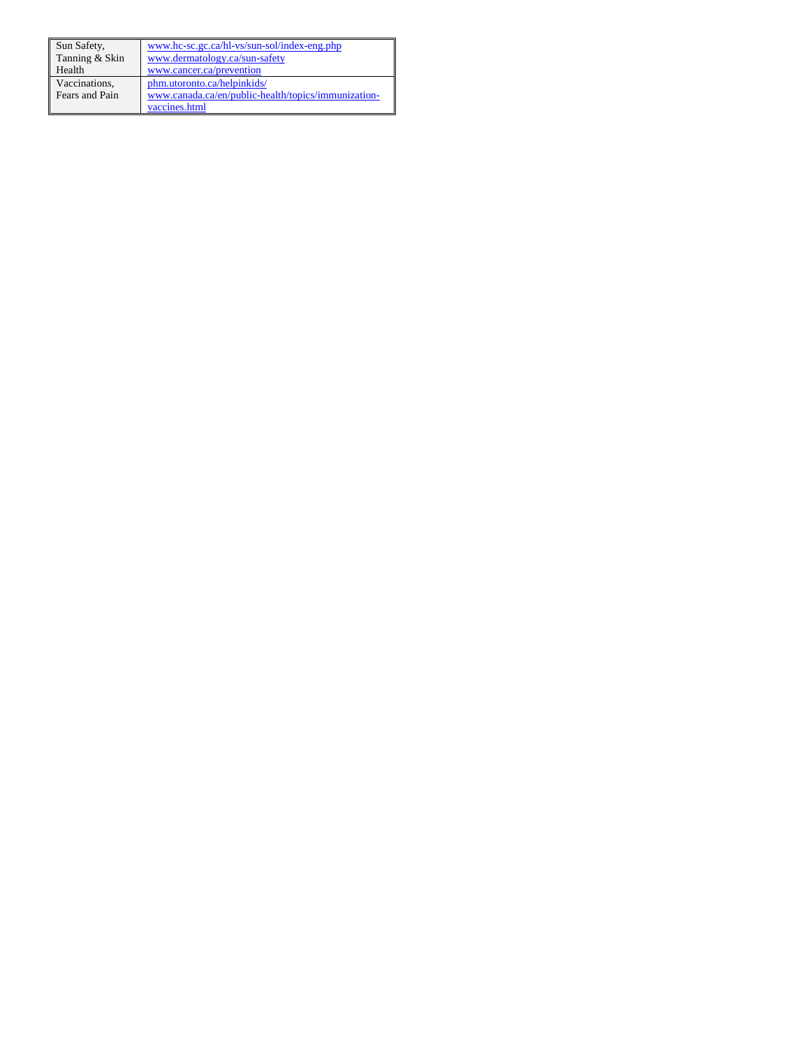| | |
|---|---|
| Sun Safety, Tanning & Skin Health | www.hc-sc.gc.ca/hl-vs/sun-sol/index-eng.php<br>www.dermatology.ca/sun-safety<br>www.cancer.ca/prevention |
| Vaccinations, Fears and Pain | phm.utoronto.ca/helpinkids/<br>www.canada.ca/en/public-health/topics/immunization-vaccines.html |